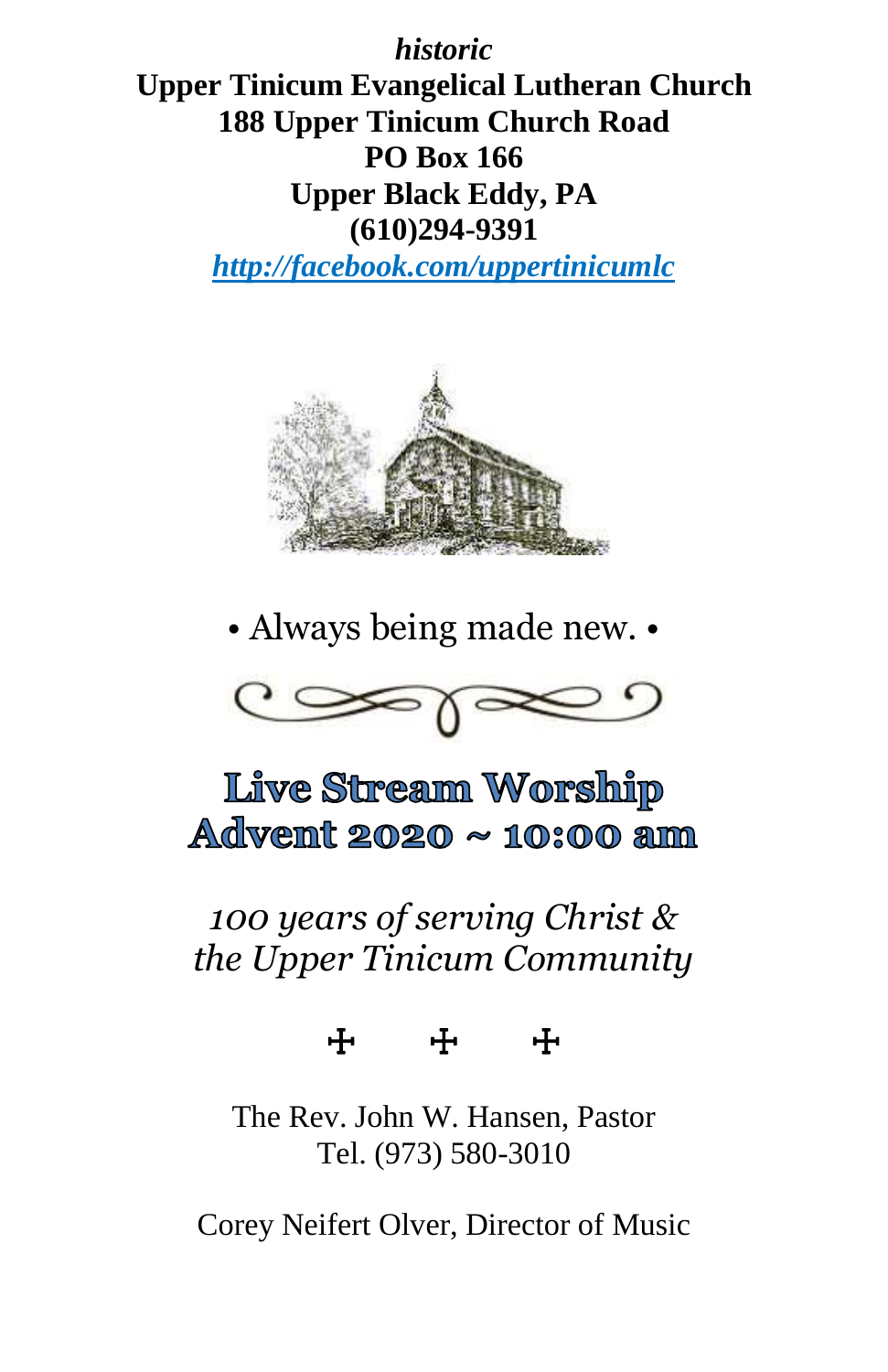***historic***

**Upper Tinicum Evangelical Lutheran Church**
**188 Upper Tinicum Church Road**
**PO Box 166**
**Upper Black Eddy, PA**
**(610)294-9391**

***http://facebook.com/uppertinicumlc***

• Always being made new. •

# Live Stream Worship
# Advent 2020 ~ 10:00 am

*100 years of serving Christ & the Upper Tinicum Community*

✠ ✠ ✠

The Rev. John W. Hansen, Pastor
Tel. (973) 580-3010

Corey Neifert Olver, Director of Music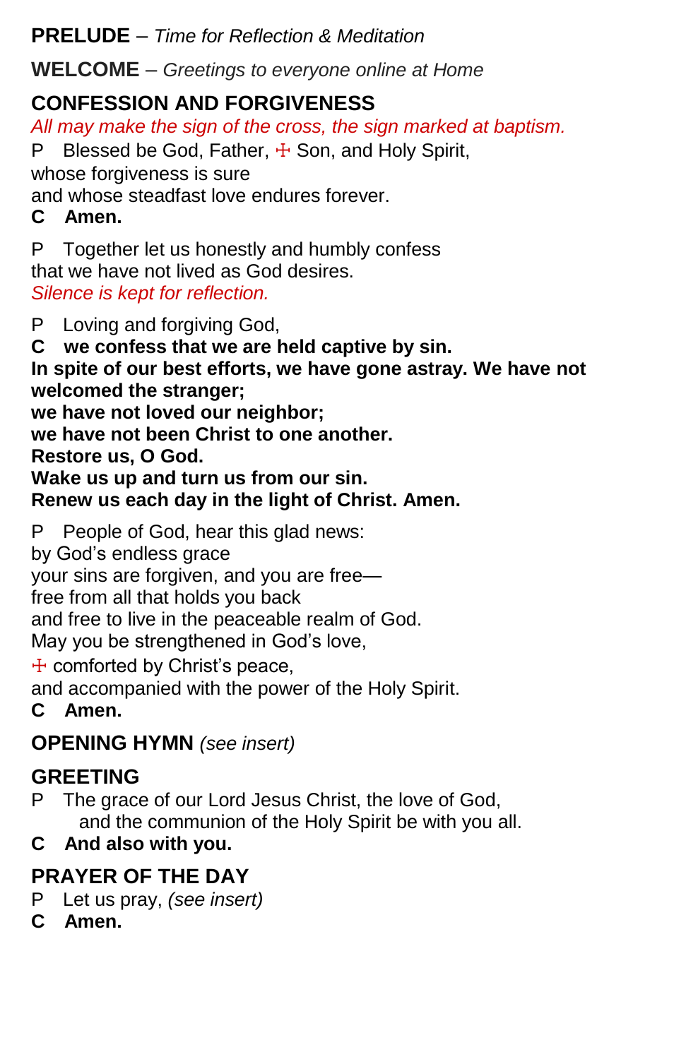**PRELUDE** – *Time for Reflection & Meditation*

**WELCOME** – *Greetings to everyone online at Home*

## CONFESSION AND FORGIVENESS

*All may make the sign of the cross, the sign marked at baptism.*

P Blessed be God, Father, ☩ Son, and Holy Spirit,
whose forgiveness is sure
and whose steadfast love endures forever.

**C Amen.**

P Together let us honestly and humbly confess
that we have not lived as God desires.
*Silence is kept for reflection.*

P Loving and forgiving God,

**C we confess that we are held captive by sin.**
**In spite of our best efforts, we have gone astray. We have not welcomed the stranger;**
**we have not loved our neighbor;**
**we have not been Christ to one another.**
**Restore us, O God.**
**Wake us up and turn us from our sin.**
**Renew us each day in the light of Christ. Amen.**

P People of God, hear this glad news:
by God's endless grace
your sins are forgiven, and you are free—
free from all that holds you back
and free to live in the peaceable realm of God.
May you be strengthened in God's love,
☩ comforted by Christ's peace,
and accompanied with the power of the Holy Spirit.

**C Amen.**

**OPENING HYMN** *(see insert)*

## GREETING

P The grace of our Lord Jesus Christ, the love of God,
and the communion of the Holy Spirit be with you all.

**C And also with you.**

## PRAYER OF THE DAY

P Let us pray, *(see insert)*

**C Amen.**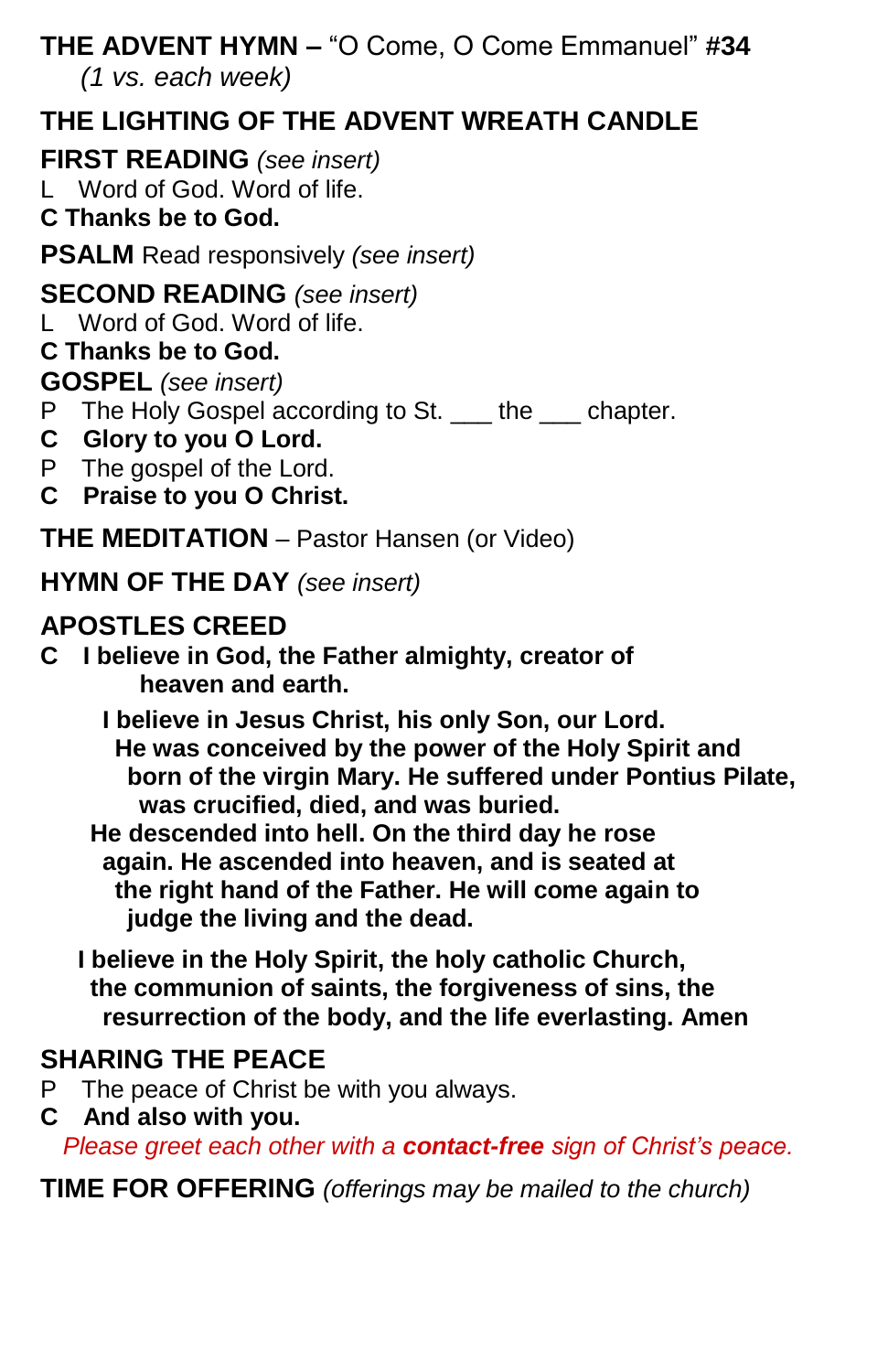**THE ADVENT HYMN –** "O Come, O Come Emmanuel" **#34**
*(1 vs. each week)*

**THE LIGHTING OF THE ADVENT WREATH CANDLE**

**FIRST READING** *(see insert)*

L Word of God. Word of life.

**C Thanks be to God.**

**PSALM** Read responsively *(see insert)*

**SECOND READING** *(see insert)*

L Word of God. Word of life.

**C Thanks be to God.**

**GOSPEL** *(see insert)*

P The Holy Gospel according to St. ___ the ___ chapter.

**C Glory to you O Lord.**

P The gospel of the Lord.

**C Praise to you O Christ.**

**THE MEDITATION** – Pastor Hansen (or Video)

**HYMN OF THE DAY** *(see insert)*

**APOSTLES CREED**

**C I believe in God, the Father almighty, creator of heaven and earth.**

**I believe in Jesus Christ, his only Son, our Lord. He was conceived by the power of the Holy Spirit and born of the virgin Mary. He suffered under Pontius Pilate, was crucified, died, and was buried. He descended into hell. On the third day he rose again. He ascended into heaven, and is seated at the right hand of the Father. He will come again to judge the living and the dead.**

**I believe in the Holy Spirit, the holy catholic Church, the communion of saints, the forgiveness of sins, the resurrection of the body, and the life everlasting. Amen**

**SHARING THE PEACE**

P The peace of Christ be with you always.

**C And also with you.**

*Please greet each other with a **contact-free** sign of Christ's peace.*

**TIME FOR OFFERING** *(offerings may be mailed to the church)*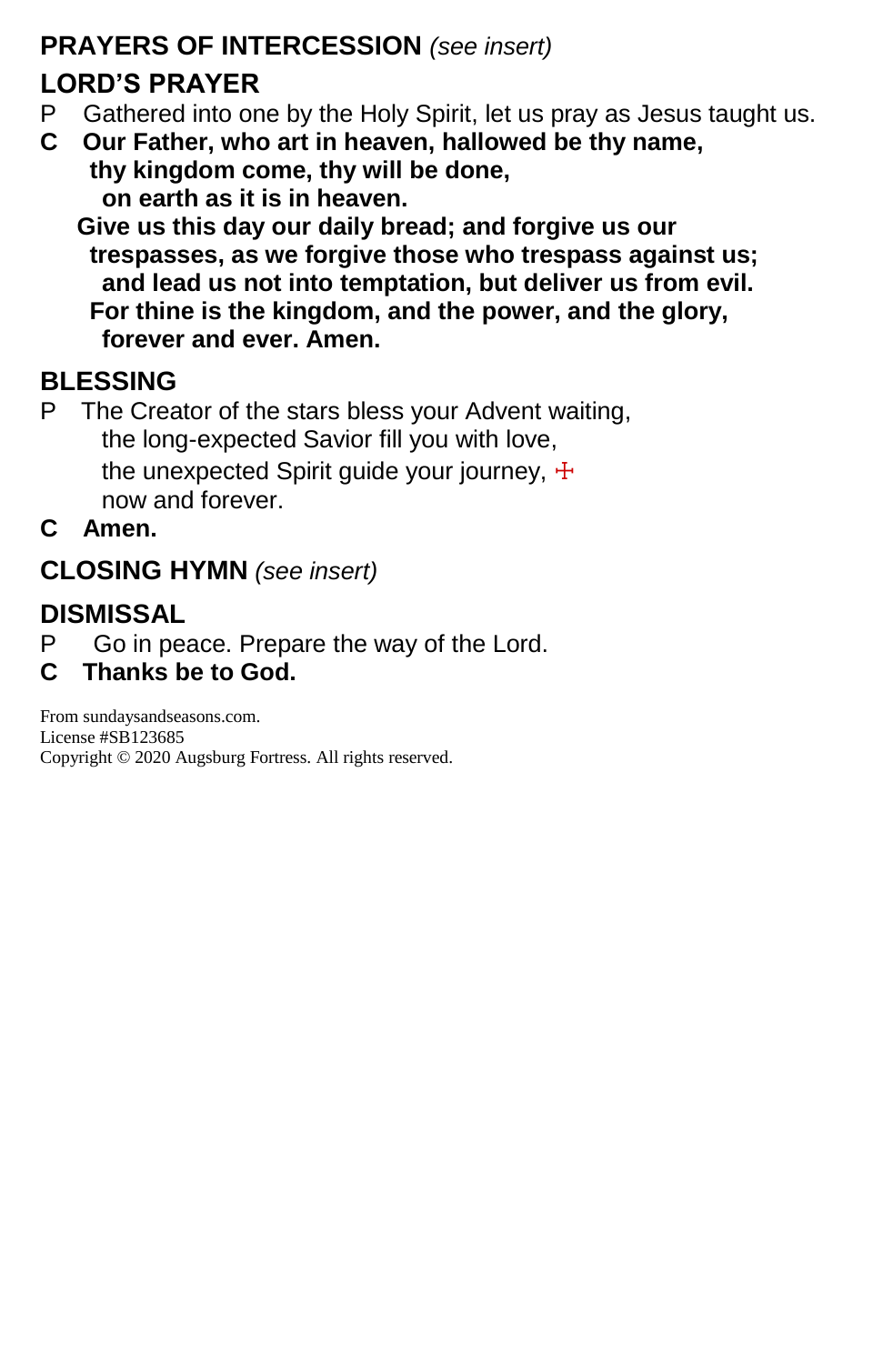## PRAYERS OF INTERCESSION *(see insert)*

## LORD'S PRAYER

P Gathered into one by the Holy Spirit, let us pray as Jesus taught us.

**C Our Father, who art in heaven, hallowed be thy name,**
**thy kingdom come, thy will be done,**
**on earth as it is in heaven.**
**Give us this day our daily bread; and forgive us our trespasses, as we forgive those who trespass against us;**
**and lead us not into temptation, but deliver us from evil.**
**For thine is the kingdom, and the power, and the glory,**
**forever and ever. Amen.**

## BLESSING

P The Creator of the stars bless your Advent waiting,
the long-expected Savior fill you with love,
the unexpected Spirit guide your journey, ☩
now and forever.

**C Amen.**

## CLOSING HYMN *(see insert)*

## DISMISSAL

P Go in peace. Prepare the way of the Lord.

**C Thanks be to God.**

From sundaysandseasons.com.
License #SB123685
Copyright © 2020 Augsburg Fortress. All rights reserved.